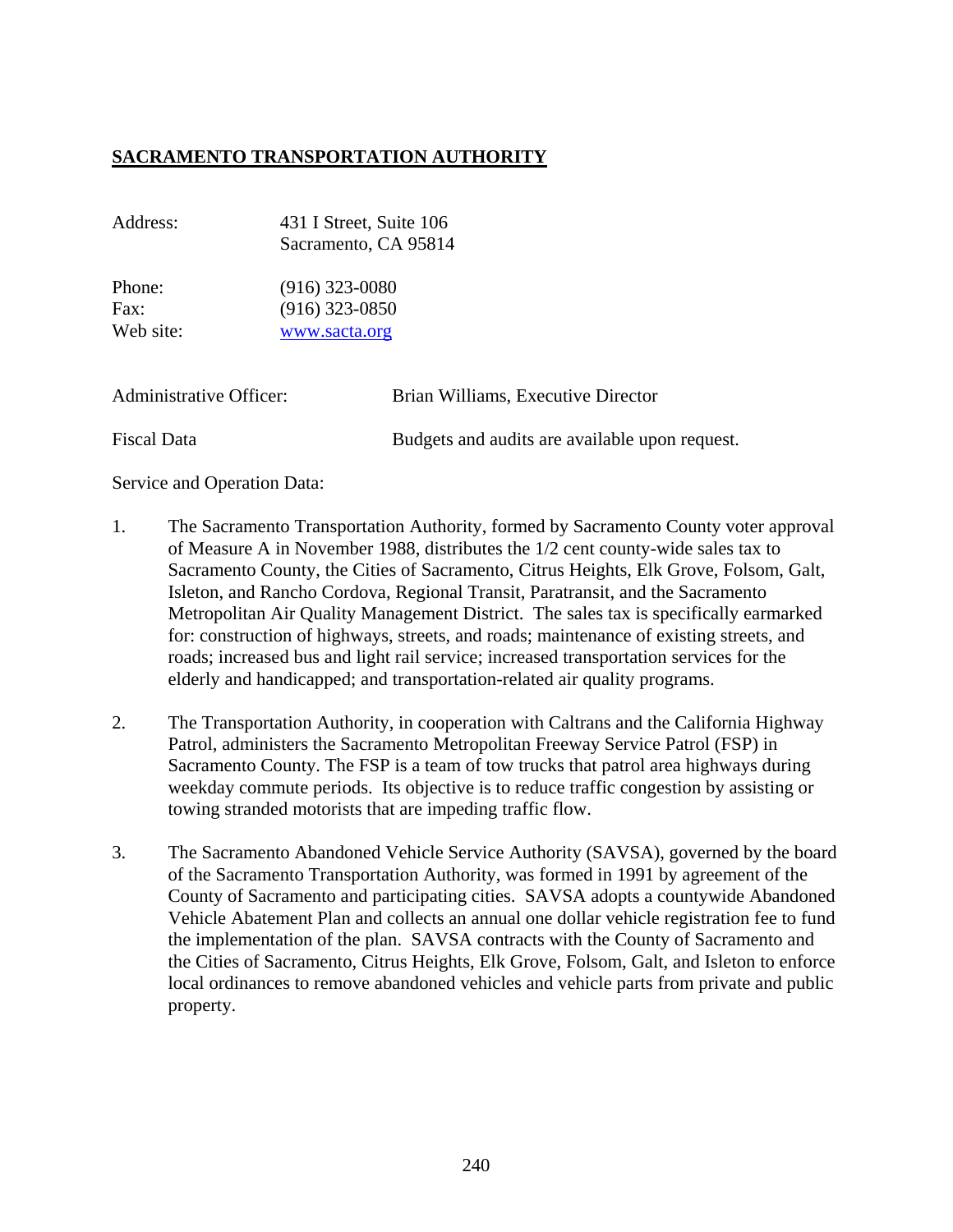## **SACRAMENTO TRANSPORTATION AUTHORITY**

Address: 431 I Street, Suite 106
Sacramento, CA 95814

Phone: (916) 323-0080
Fax: (916) 323-0850
Web site: www.sacta.org

Administrative Officer: Brian Williams, Executive Director

Fiscal Data: Budgets and audits are available upon request.

Service and Operation Data:

1. The Sacramento Transportation Authority, formed by Sacramento County voter approval of Measure A in November 1988, distributes the 1/2 cent county-wide sales tax to Sacramento County, the Cities of Sacramento, Citrus Heights, Elk Grove, Folsom, Galt, Isleton, and Rancho Cordova, Regional Transit, Paratransit, and the Sacramento Metropolitan Air Quality Management District. The sales tax is specifically earmarked for: construction of highways, streets, and roads; maintenance of existing streets, and roads; increased bus and light rail service; increased transportation services for the elderly and handicapped; and transportation-related air quality programs.

2. The Transportation Authority, in cooperation with Caltrans and the California Highway Patrol, administers the Sacramento Metropolitan Freeway Service Patrol (FSP) in Sacramento County. The FSP is a team of tow trucks that patrol area highways during weekday commute periods. Its objective is to reduce traffic congestion by assisting or towing stranded motorists that are impeding traffic flow.

3. The Sacramento Abandoned Vehicle Service Authority (SAVSA), governed by the board of the Sacramento Transportation Authority, was formed in 1991 by agreement of the County of Sacramento and participating cities. SAVSA adopts a countywide Abandoned Vehicle Abatement Plan and collects an annual one dollar vehicle registration fee to fund the implementation of the plan. SAVSA contracts with the County of Sacramento and the Cities of Sacramento, Citrus Heights, Elk Grove, Folsom, Galt, and Isleton to enforce local ordinances to remove abandoned vehicles and vehicle parts from private and public property.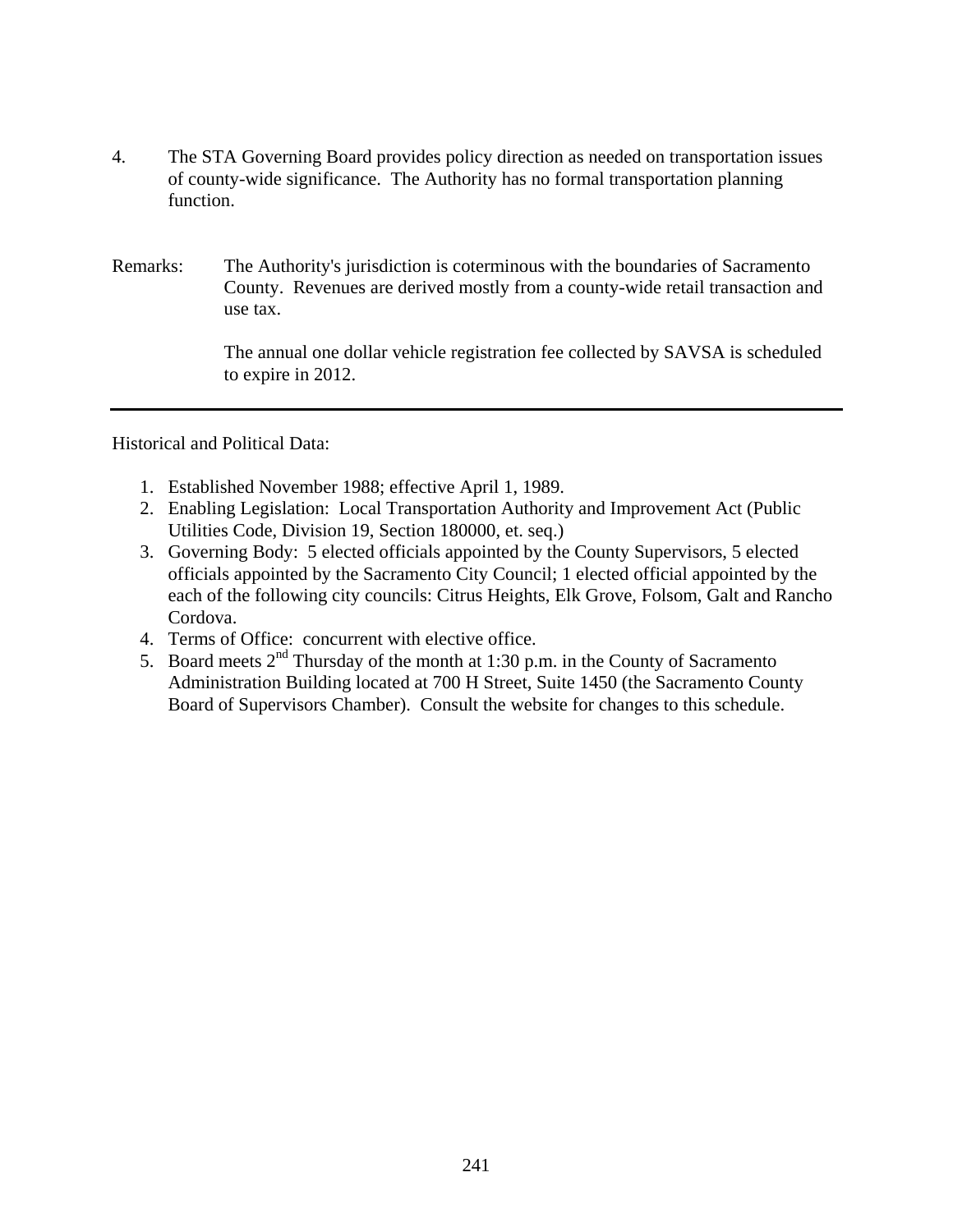4. The STA Governing Board provides policy direction as needed on transportation issues of county-wide significance. The Authority has no formal transportation planning function.

Remarks: The Authority's jurisdiction is coterminous with the boundaries of Sacramento County. Revenues are derived mostly from a county-wide retail transaction and use tax.

The annual one dollar vehicle registration fee collected by SAVSA is scheduled to expire in 2012.

---

Historical and Political Data:

1. Established November 1988; effective April 1, 1989.
2. Enabling Legislation: Local Transportation Authority and Improvement Act (Public Utilities Code, Division 19, Section 180000, et. seq.)
3. Governing Body: 5 elected officials appointed by the County Supervisors, 5 elected officials appointed by the Sacramento City Council; 1 elected official appointed by the each of the following city councils: Citrus Heights, Elk Grove, Folsom, Galt and Rancho Cordova.
4. Terms of Office: concurrent with elective office.
5. Board meets 2nd Thursday of the month at 1:30 p.m. in the County of Sacramento Administration Building located at 700 H Street, Suite 1450 (the Sacramento County Board of Supervisors Chamber). Consult the website for changes to this schedule.